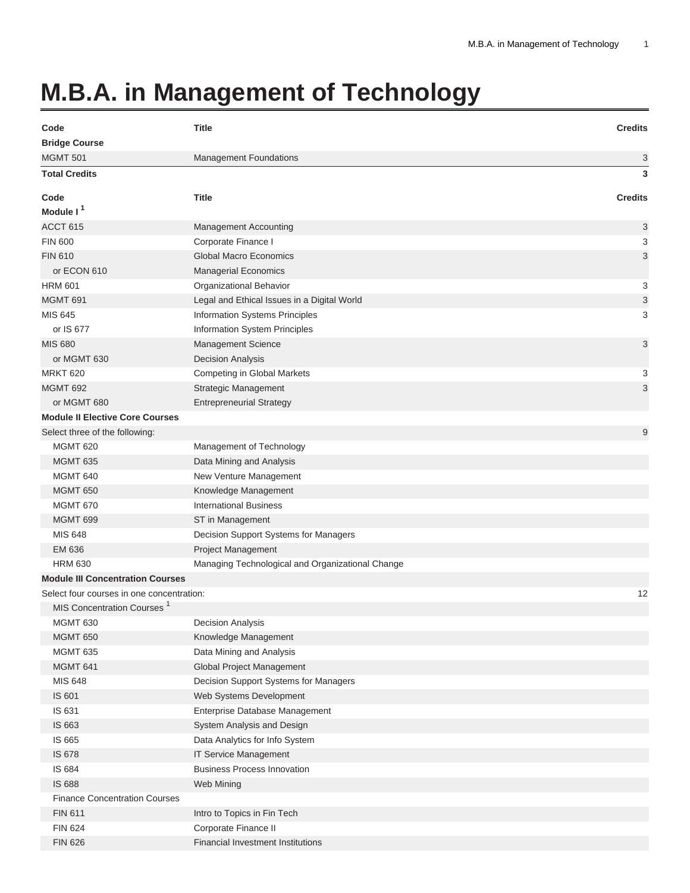# M.B.A. in Management of Technology

| Code | Title | Credits |
|---|---|---|
| **Bridge Course** | | |
| MGMT 501 | Management Foundations | 3 |
| **Total Credits** | | **3** |

| Code | Title | Credits |
|---|---|---|
| **Module I** [1] | | |
| ACCT 615 | Management Accounting | 3 |
| FIN 600 | Corporate Finance I | 3 |
| FIN 610 | Global Macro Economics | 3 |
| or ECON 610 | Managerial Economics | |
| HRM 601 | Organizational Behavior | 3 |
| MGMT 691 | Legal and Ethical Issues in a Digital World | 3 |
| MIS 645 | Information Systems Principles | 3 |
| or IS 677 | Information System Principles | |
| MIS 680 | Management Science | 3 |
| or MGMT 630 | Decision Analysis | |
| MRKT 620 | Competing in Global Markets | 3 |
| MGMT 692 | Strategic Management | 3 |
| or MGMT 680 | Entrepreneurial Strategy | |
| **Module II Elective Core Courses** | | |
| Select three of the following: | | 9 |
| MGMT 620 | Management of Technology | |
| MGMT 635 | Data Mining and Analysis | |
| MGMT 640 | New Venture Management | |
| MGMT 650 | Knowledge Management | |
| MGMT 670 | International Business | |
| MGMT 699 | ST in Management | |
| MIS 648 | Decision Support Systems for Managers | |
| EM 636 | Project Management | |
| HRM 630 | Managing Technological and Organizational Change | |
| **Module III Concentration Courses** | | |
| Select four courses in one concentration: | | 12 |
| MIS Concentration Courses [1] | | |
| MGMT 630 | Decision Analysis | |
| MGMT 650 | Knowledge Management | |
| MGMT 635 | Data Mining and Analysis | |
| MGMT 641 | Global Project Management | |
| MIS 648 | Decision Support Systems for Managers | |
| IS 601 | Web Systems Development | |
| IS 631 | Enterprise Database Management | |
| IS 663 | System Analysis and Design | |
| IS 665 | Data Analytics for Info System | |
| IS 678 | IT Service Management | |
| IS 684 | Business Process Innovation | |
| IS 688 | Web Mining | |
| Finance Concentration Courses | | |
| FIN 611 | Intro to Topics in Fin Tech | |
| FIN 624 | Corporate Finance II | |
| FIN 626 | Financial Investment Institutions | |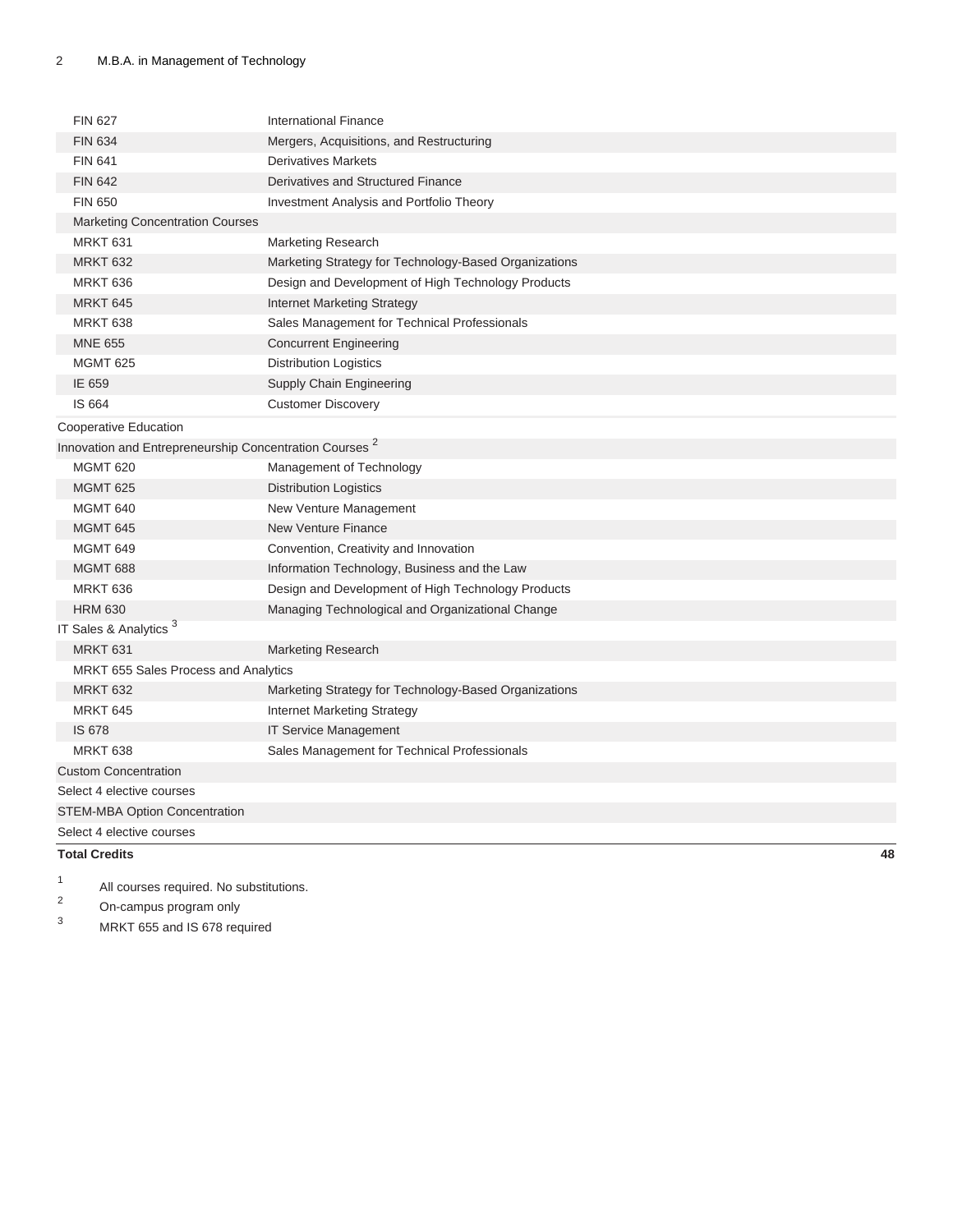| | | |
|---|---|---|
| FIN 627 | International Finance | |
| FIN 634 | Mergers, Acquisitions, and Restructuring | |
| FIN 641 | Derivatives Markets | |
| FIN 642 | Derivatives and Structured Finance | |
| FIN 650 | Investment Analysis and Portfolio Theory | |
| Marketing Concentration Courses | | |
| MRKT 631 | Marketing Research | |
| MRKT 632 | Marketing Strategy for Technology-Based Organizations | |
| MRKT 636 | Design and Development of High Technology Products | |
| MRKT 645 | Internet Marketing Strategy | |
| MRKT 638 | Sales Management for Technical Professionals | |
| MNE 655 | Concurrent Engineering | |
| MGMT 625 | Distribution Logistics | |
| IE 659 | Supply Chain Engineering | |
| IS 664 | Customer Discovery | |
| Cooperative Education | | |
| Innovation and Entrepreneurship Concentration Courses [2] | | |
| MGMT 620 | Management of Technology | |
| MGMT 625 | Distribution Logistics | |
| MGMT 640 | New Venture Management | |
| MGMT 645 | New Venture Finance | |
| MGMT 649 | Convention, Creativity and Innovation | |
| MGMT 688 | Information Technology, Business and the Law | |
| MRKT 636 | Design and Development of High Technology Products | |
| HRM 630 | Managing Technological and Organizational Change | |
| IT Sales & Analytics [3] | | |
| MRKT 631 | Marketing Research | |
| MRKT 655 Sales Process and Analytics | | |
| MRKT 632 | Marketing Strategy for Technology-Based Organizations | |
| MRKT 645 | Internet Marketing Strategy | |
| IS 678 | IT Service Management | |
| MRKT 638 | Sales Management for Technical Professionals | |
| Custom Concentration | | |
| Select 4 elective courses | | |
| STEM-MBA Option Concentration | | |
| Select 4 elective courses | | |
| **Total Credits** | | **48** |

1. All courses required. No substitutions.
2. On-campus program only
3. MRKT 655 and IS 678 required